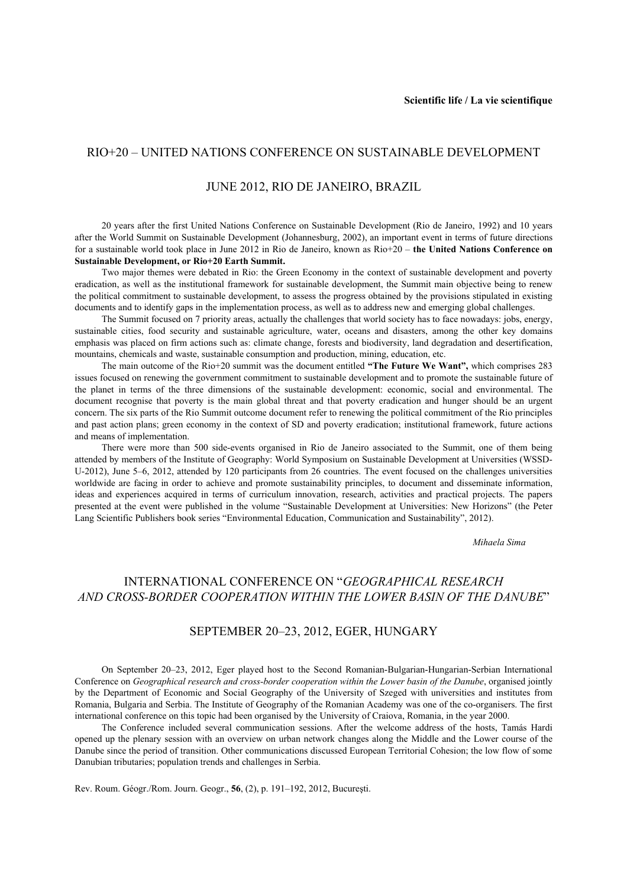**Scientific life / La vie scientifique**

## RIO+20 – UNITED NATIONS CONFERENCE ON SUSTAINABLE DEVELOPMENT

## JUNE 2012, RIO DE JANEIRO, BRAZIL

20 years after the first United Nations Conference on Sustainable Development (Rio de Janeiro, 1992) and 10 years after the World Summit on Sustainable Development (Johannesburg, 2002), an important event in terms of future directions for a sustainable world took place in June 2012 in Rio de Janeiro, known as Rio+20 – **the United Nations Conference on Sustainable Development, or Rio+20 Earth Summit.**

Two major themes were debated in Rio: the Green Economy in the context of sustainable development and poverty eradication, as well as the institutional framework for sustainable development, the Summit main objective being to renew the political commitment to sustainable development, to assess the progress obtained by the provisions stipulated in existing documents and to identify gaps in the implementation process, as well as to address new and emerging global challenges.

The Summit focused on 7 priority areas, actually the challenges that world society has to face nowadays: jobs, energy, sustainable cities, food security and sustainable agriculture, water, oceans and disasters, among the other key domains emphasis was placed on firm actions such as: climate change, forests and biodiversity, land degradation and desertification, mountains, chemicals and waste, sustainable consumption and production, mining, education, etc.

The main outcome of the Rio+20 summit was the document entitled **"The Future We Want",** which comprises 283 issues focused on renewing the government commitment to sustainable development and to promote the sustainable future of the planet in terms of the three dimensions of the sustainable development: economic, social and environmental. The document recognise that poverty is the main global threat and that poverty eradication and hunger should be an urgent concern. The six parts of the Rio Summit outcome document refer to renewing the political commitment of the Rio principles and past action plans; green economy in the context of SD and poverty eradication; institutional framework, future actions and means of implementation.

There were more than 500 side-events organised in Rio de Janeiro associated to the Summit, one of them being attended by members of the Institute of Geography: World Symposium on Sustainable Development at Universities (WSSD-U-2012), June 5–6, 2012, attended by 120 participants from 26 countries. The event focused on the challenges universities worldwide are facing in order to achieve and promote sustainability principles, to document and disseminate information, ideas and experiences acquired in terms of curriculum innovation, research, activities and practical projects. The papers presented at the event were published in the volume "Sustainable Development at Universities: New Horizons" (the Peter Lang Scientific Publishers book series "Environmental Education, Communication and Sustainability", 2012).

*Mihaela Sima*

## INTERNATIONAL CONFERENCE ON "*GEOGRAPHICAL RESEARCH AND CROSS-BORDER COOPERATION WITHIN THE LOWER BASIN OF THE DANUBE*"

## SEPTEMBER 20–23, 2012, EGER, HUNGARY

On September 20–23, 2012, Eger played host to the Second Romanian-Bulgarian-Hungarian-Serbian International Conference on *Geographical research and cross-border cooperation within the Lower basin of the Danube*, organised jointly by the Department of Economic and Social Geography of the University of Szeged with universities and institutes from Romania, Bulgaria and Serbia. The Institute of Geography of the Romanian Academy was one of the co-organisers. The first international conference on this topic had been organised by the University of Craiova, Romania, in the year 2000.

The Conference included several communication sessions. After the welcome address of the hosts, Tamás Hardi opened up the plenary session with an overview on urban network changes along the Middle and the Lower course of the Danube since the period of transition. Other communications discussed European Territorial Cohesion; the low flow of some Danubian tributaries; population trends and challenges in Serbia.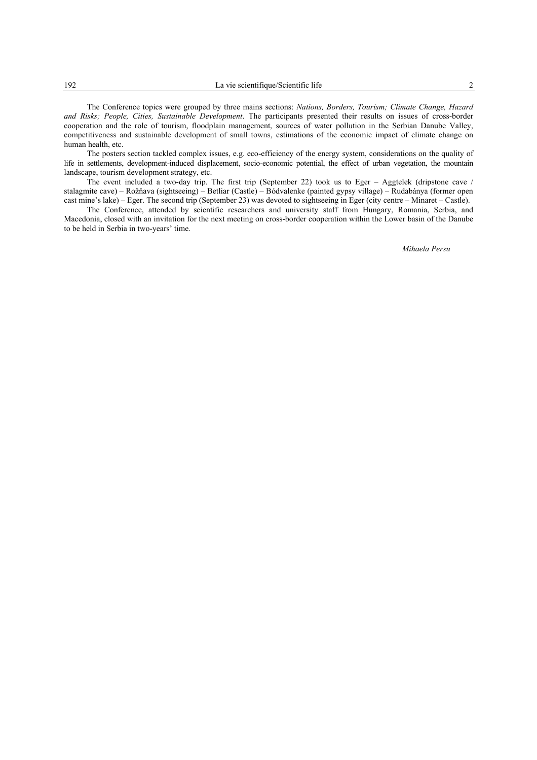The Conference topics were grouped by three mains sections: *Nations, Borders, Tourism; Climate Change, Hazard and Risks; People, Cities, Sustainable Development*. The participants presented their results on issues of cross-border cooperation and the role of tourism, floodplain management, sources of water pollution in the Serbian Danube Valley, competitiveness and sustainable development of small towns, estimations of the economic impact of climate change on human health, etc.

The posters section tackled complex issues, e.g. eco-efficiency of the energy system, considerations on the quality of life in settlements, development-induced displacement, socio-economic potential, the effect of urban vegetation, the mountain landscape, tourism development strategy, etc.

The event included a two-day trip. The first trip (September 22) took us to Eger – Aggtelek (dripstone cave / stalagmite cave) – Rožňava (sightseeing) – Betliar (Castle) – Bódvalenke (painted gypsy village) – Rudabánya (former open cast mine's lake) – Eger. The second trip (September 23) was devoted to sightseeing in Eger (city centre – Minaret – Castle).

The Conference, attended by scientific researchers and university staff from Hungary, Romania, Serbia, and Macedonia, closed with an invitation for the next meeting on cross-border cooperation within the Lower basin of the Danube to be held in Serbia in two-years' time.

*Mihaela Persu*